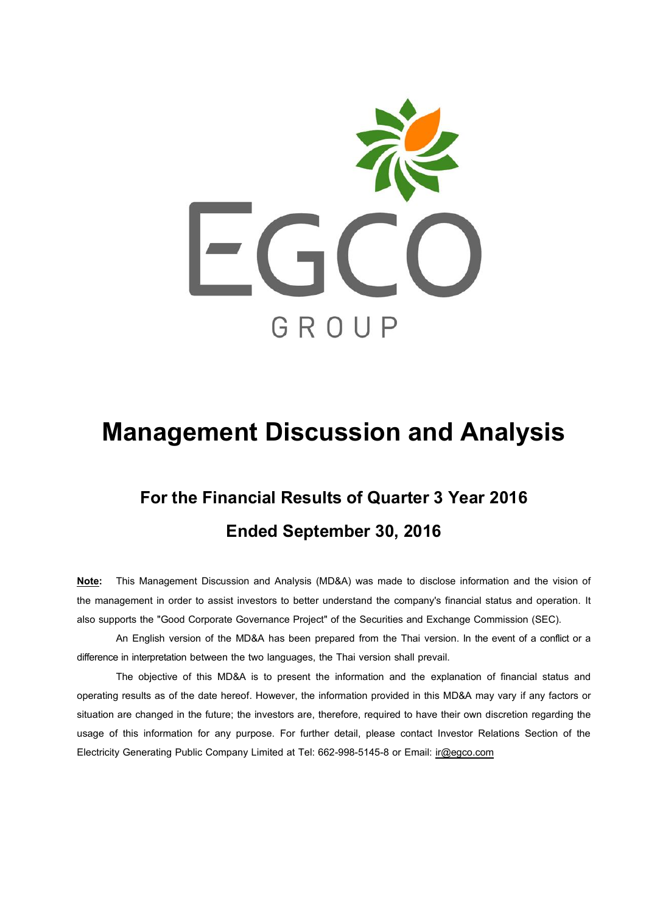# Management Discussion and Analysis

## For the Financial Results of Quarter 3 Year 2016

## Ended September 30, 2016

**Note:** This Management Discussion and Analysis (MD&A) was made to disclose information and the vision of the management in order to assist investors to better understand the company's financial status and operation. It also supports the "Good Corporate Governance Project" of the Securities and Exchange Commission (SEC).

An English version of the MD&A has been prepared from the Thai version. In the event of a conflict or a difference in interpretation between the two languages, the Thai version shall prevail.

The objective of this MD&A is to present the information and the explanation of financial status and operating results as of the date hereof. However, the information provided in this MD&A may vary if any factors or situation are changed in the future; the investors are, therefore, required to have their own discretion regarding the usage of this information for any purpose. For further detail, please contact Investor Relations Section of the Electricity Generating Public Company Limited at Tel: 662-998-5145-8 or Email: ir@egco.com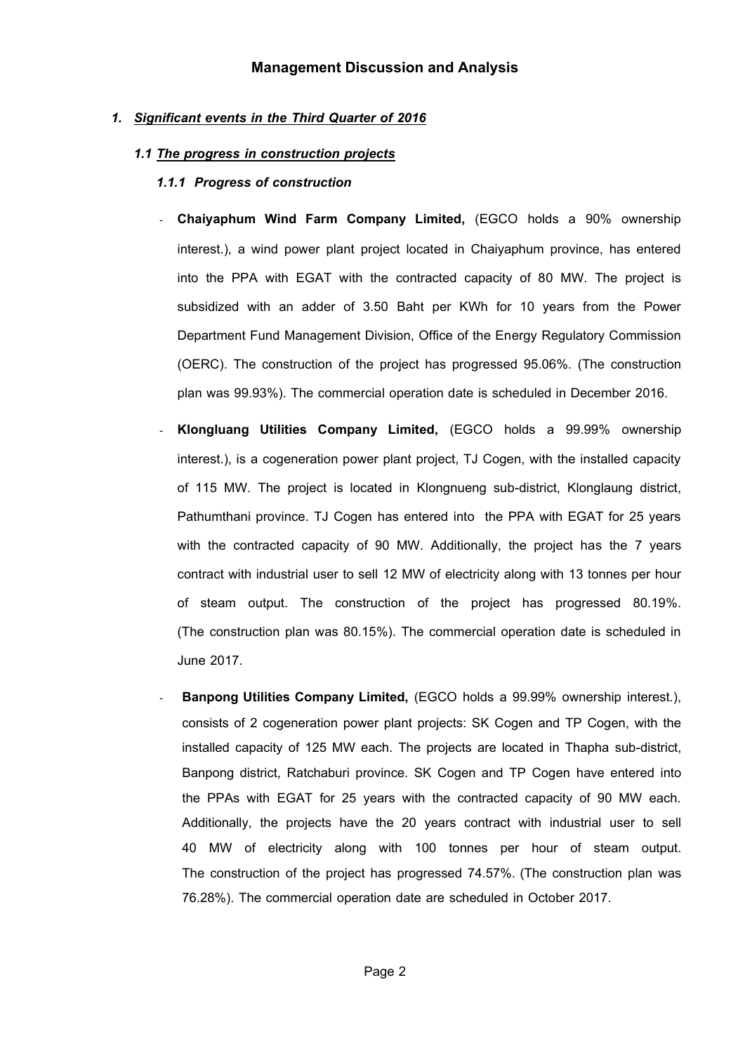# Management Discussion and Analysis

## *1. Significant events in the Third Quarter of 2016*

### *1.1 The progress in construction projects*

#### *1.1.1 Progress of construction*

- **Chaiyaphum Wind Farm Company Limited,** (EGCO holds a 90% ownership interest.), a wind power plant project located in Chaiyaphum province, has entered into the PPA with EGAT with the contracted capacity of 80 MW. The project is subsidized with an adder of 3.50 Baht per KWh for 10 years from the Power Department Fund Management Division, Office of the Energy Regulatory Commission (OERC). The construction of the project has progressed 95.06%. (The construction plan was 99.93%). The commercial operation date is scheduled in December 2016.

- **Klongluang Utilities Company Limited,** (EGCO holds a 99.99% ownership interest.), is a cogeneration power plant project, TJ Cogen, with the installed capacity of 115 MW. The project is located in Klongnueng sub-district, Klonglaung district, Pathumthani province. TJ Cogen has entered into the PPA with EGAT for 25 years with the contracted capacity of 90 MW. Additionally, the project has the 7 years contract with industrial user to sell 12 MW of electricity along with 13 tonnes per hour of steam output. The construction of the project has progressed 80.19%. (The construction plan was 80.15%). The commercial operation date is scheduled in June 2017.

- **Banpong Utilities Company Limited,** (EGCO holds a 99.99% ownership interest.), consists of 2 cogeneration power plant projects: SK Cogen and TP Cogen, with the installed capacity of 125 MW each. The projects are located in Thapha sub-district, Banpong district, Ratchaburi province. SK Cogen and TP Cogen have entered into the PPAs with EGAT for 25 years with the contracted capacity of 90 MW each. Additionally, the projects have the 20 years contract with industrial user to sell 40 MW of electricity along with 100 tonnes per hour of steam output. The construction of the project has progressed 74.57%. (The construction plan was 76.28%). The commercial operation date are scheduled in October 2017.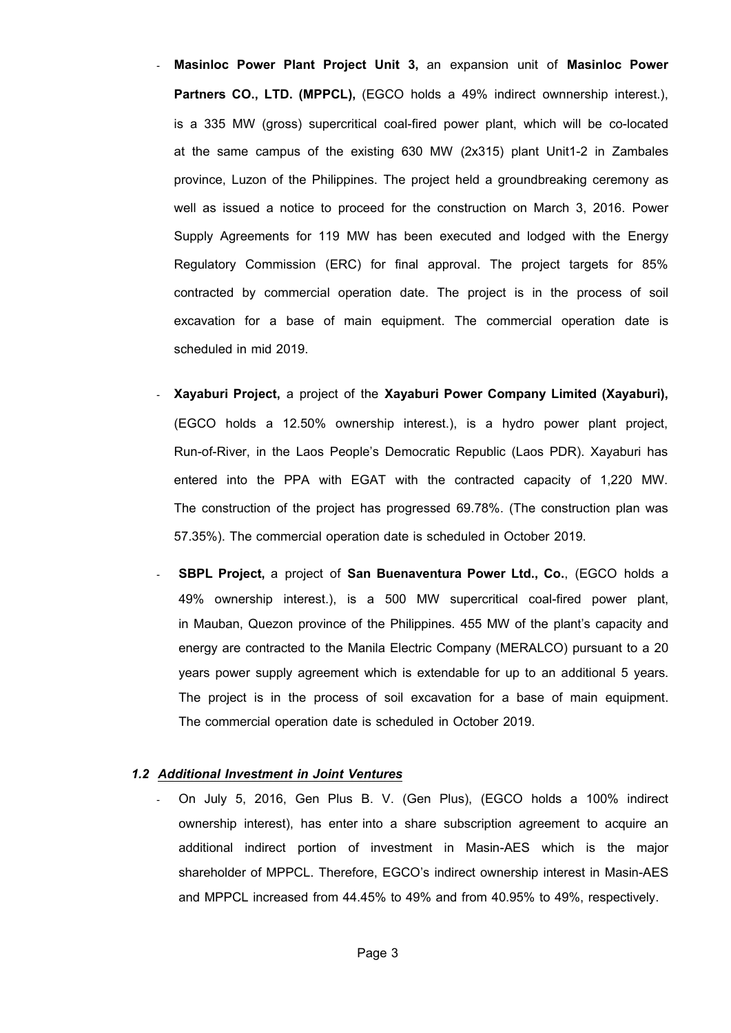- **Masinloc Power Plant Project Unit 3,** an expansion unit of **Masinloc Power Partners CO., LTD. (MPPCL),** (EGCO holds a 49% indirect ownnership interest.), is a 335 MW (gross) supercritical coal-fired power plant, which will be co-located at the same campus of the existing 630 MW (2x315) plant Unit1-2 in Zambales province, Luzon of the Philippines. The project held a groundbreaking ceremony as well as issued a notice to proceed for the construction on March 3, 2016. Power Supply Agreements for 119 MW has been executed and lodged with the Energy Regulatory Commission (ERC) for final approval. The project targets for 85% contracted by commercial operation date. The project is in the process of soil excavation for a base of main equipment. The commercial operation date is scheduled in mid 2019.

- **Xayaburi Project,** a project of the **Xayaburi Power Company Limited (Xayaburi),** (EGCO holds a 12.50% ownership interest.), is a hydro power plant project, Run-of-River, in the Laos People's Democratic Republic (Laos PDR). Xayaburi has entered into the PPA with EGAT with the contracted capacity of 1,220 MW. The construction of the project has progressed 69.78%. (The construction plan was 57.35%). The commercial operation date is scheduled in October 2019.

- **SBPL Project,** a project of **San Buenaventura Power Ltd., Co.**, (EGCO holds a 49% ownership interest.), is a 500 MW supercritical coal-fired power plant, in Mauban, Quezon province of the Philippines. 455 MW of the plant's capacity and energy are contracted to the Manila Electric Company (MERALCO) pursuant to a 20 years power supply agreement which is extendable for up to an additional 5 years. The project is in the process of soil excavation for a base of main equipment. The commercial operation date is scheduled in October 2019.

### *1.2 Additional Investment in Joint Ventures*

- On July 5, 2016, Gen Plus B. V. (Gen Plus), (EGCO holds a 100% indirect ownership interest), has enter into a share subscription agreement to acquire an additional indirect portion of investment in Masin-AES which is the major shareholder of MPPCL. Therefore, EGCO's indirect ownership interest in Masin-AES and MPPCL increased from 44.45% to 49% and from 40.95% to 49%, respectively.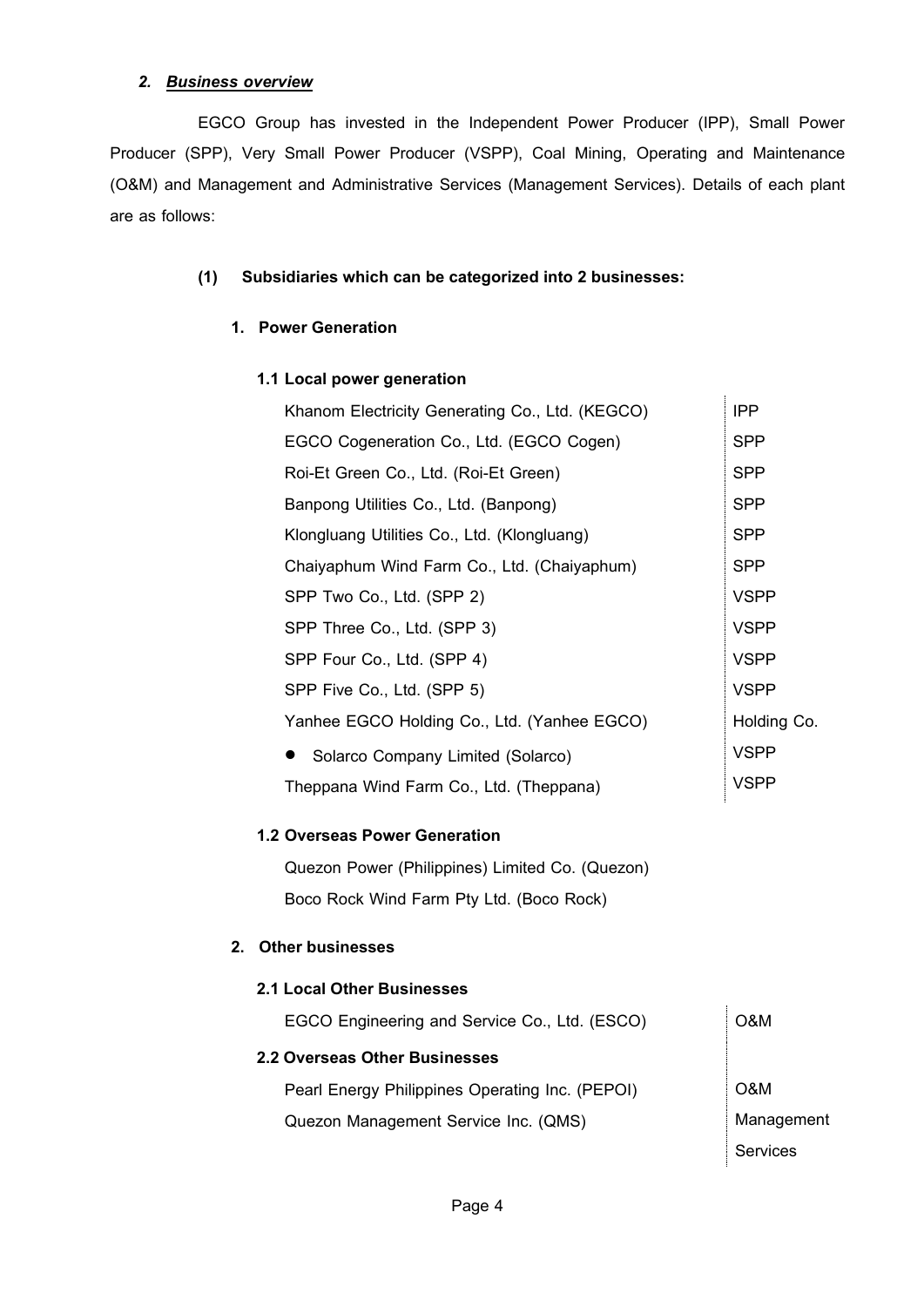## *2. Business overview*

EGCO Group has invested in the Independent Power Producer (IPP), Small Power Producer (SPP), Very Small Power Producer (VSPP), Coal Mining, Operating and Maintenance (O&M) and Management and Administrative Services (Management Services). Details of each plant are as follows:

### (1) Subsidiaries which can be categorized into 2 businesses:

#### 1. Power Generation

**1.1 Local power generation**

| Company | Type |
|---|---|
| Khanom Electricity Generating Co., Ltd. (KEGCO) | IPP |
| EGCO Cogeneration Co., Ltd. (EGCO Cogen) | SPP |
| Roi-Et Green Co., Ltd. (Roi-Et Green) | SPP |
| Banpong Utilities Co., Ltd. (Banpong) | SPP |
| Klongluang Utilities Co., Ltd. (Klongluang) | SPP |
| Chaiyaphum Wind Farm Co., Ltd. (Chaiyaphum) | SPP |
| SPP Two Co., Ltd. (SPP 2) | VSPP |
| SPP Three Co., Ltd. (SPP 3) | VSPP |
| SPP Four Co., Ltd. (SPP 4) | VSPP |
| SPP Five Co., Ltd. (SPP 5) | VSPP |
| Yanhee EGCO Holding Co., Ltd. (Yanhee EGCO) | Holding Co. |
| • Solarco Company Limited (Solarco) | VSPP |
| Theppana Wind Farm Co., Ltd. (Theppana) | VSPP |

**1.2 Overseas Power Generation**

Quezon Power (Philippines) Limited Co. (Quezon)

Boco Rock Wind Farm Pty Ltd. (Boco Rock)

#### 2. Other businesses

**2.1 Local Other Businesses**

| Company | Type |
|---|---|
| EGCO Engineering and Service Co., Ltd. (ESCO) | O&M |

**2.2 Overseas Other Businesses**

| Company | Type |
|---|---|
| Pearl Energy Philippines Operating Inc. (PEPOI) | O&M |
| Quezon Management Service Inc. (QMS) | Management Services |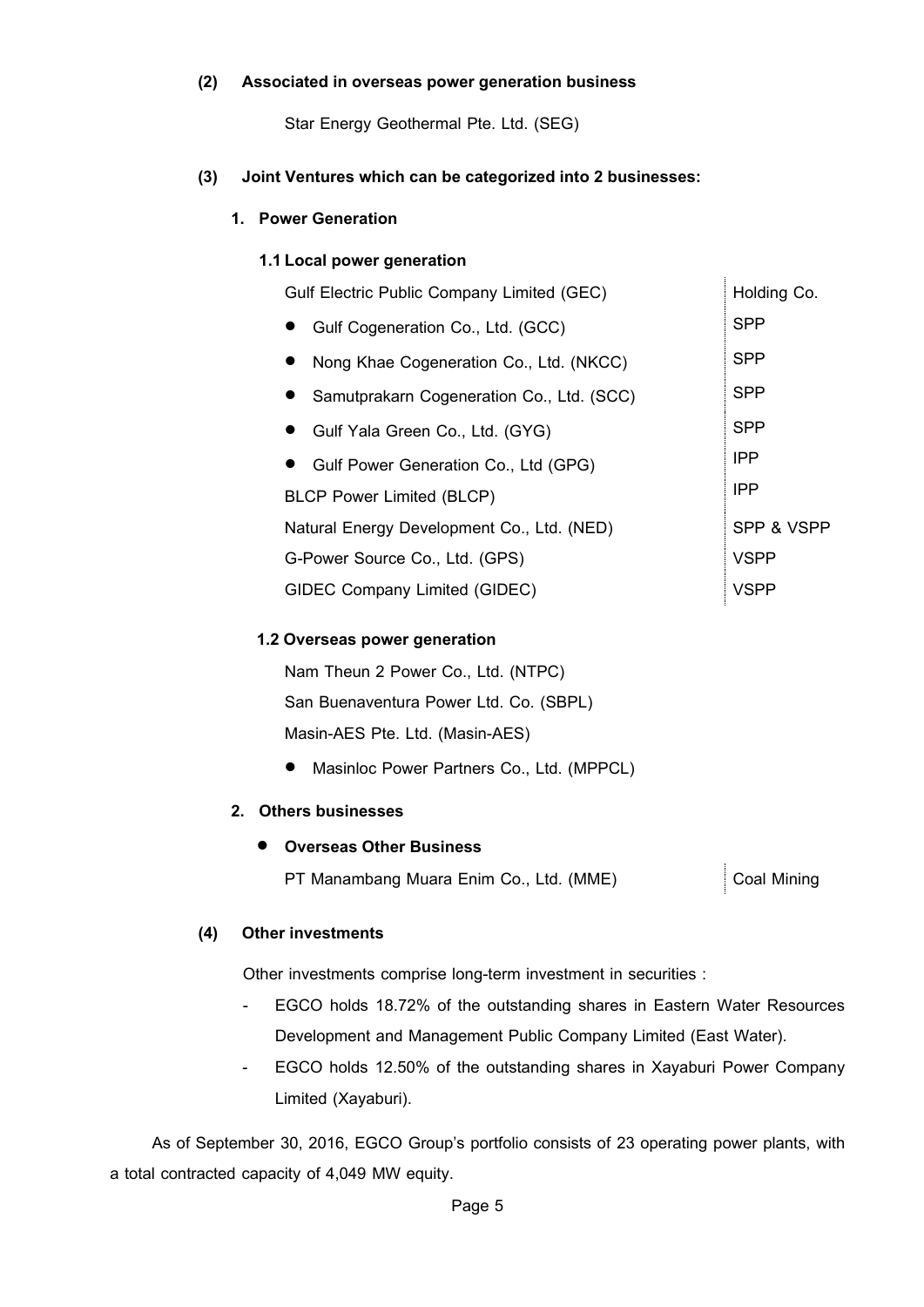**(2) Associated in overseas power generation business**

Star Energy Geothermal Pte. Ltd. (SEG)

**(3) Joint Ventures which can be categorized into 2 businesses:**

**1. Power Generation**

**1.1 Local power generation**

| Company | Type |
|---|---|
| Gulf Electric Public Company Limited (GEC) | Holding Co. |
| • Gulf Cogeneration Co., Ltd. (GCC) | SPP |
| • Nong Khae Cogeneration Co., Ltd. (NKCC) | SPP |
| • Samutprakarn Cogeneration Co., Ltd. (SCC) | SPP |
| • Gulf Yala Green Co., Ltd. (GYG) | SPP |
| • Gulf Power Generation Co., Ltd (GPG) | IPP |
| BLCP Power Limited (BLCP) | IPP |
| Natural Energy Development Co., Ltd. (NED) | SPP & VSPP |
| G-Power Source Co., Ltd. (GPS) | VSPP |
| GIDEC Company Limited (GIDEC) | VSPP |

**1.2 Overseas power generation**

Nam Theun 2 Power Co., Ltd. (NTPC)

San Buenaventura Power Ltd. Co. (SBPL)

Masin-AES Pte. Ltd. (Masin-AES)

- Masinloc Power Partners Co., Ltd. (MPPCL)

**2. Others businesses**

- **Overseas Other Business**

| Company | Type |
|---|---|
| PT Manambang Muara Enim Co., Ltd. (MME) | Coal Mining |

**(4) Other investments**

Other investments comprise long-term investment in securities :

- EGCO holds 18.72% of the outstanding shares in Eastern Water Resources Development and Management Public Company Limited (East Water).
- EGCO holds 12.50% of the outstanding shares in Xayaburi Power Company Limited (Xayaburi).

As of September 30, 2016, EGCO Group's portfolio consists of 23 operating power plants, with a total contracted capacity of 4,049 MW equity.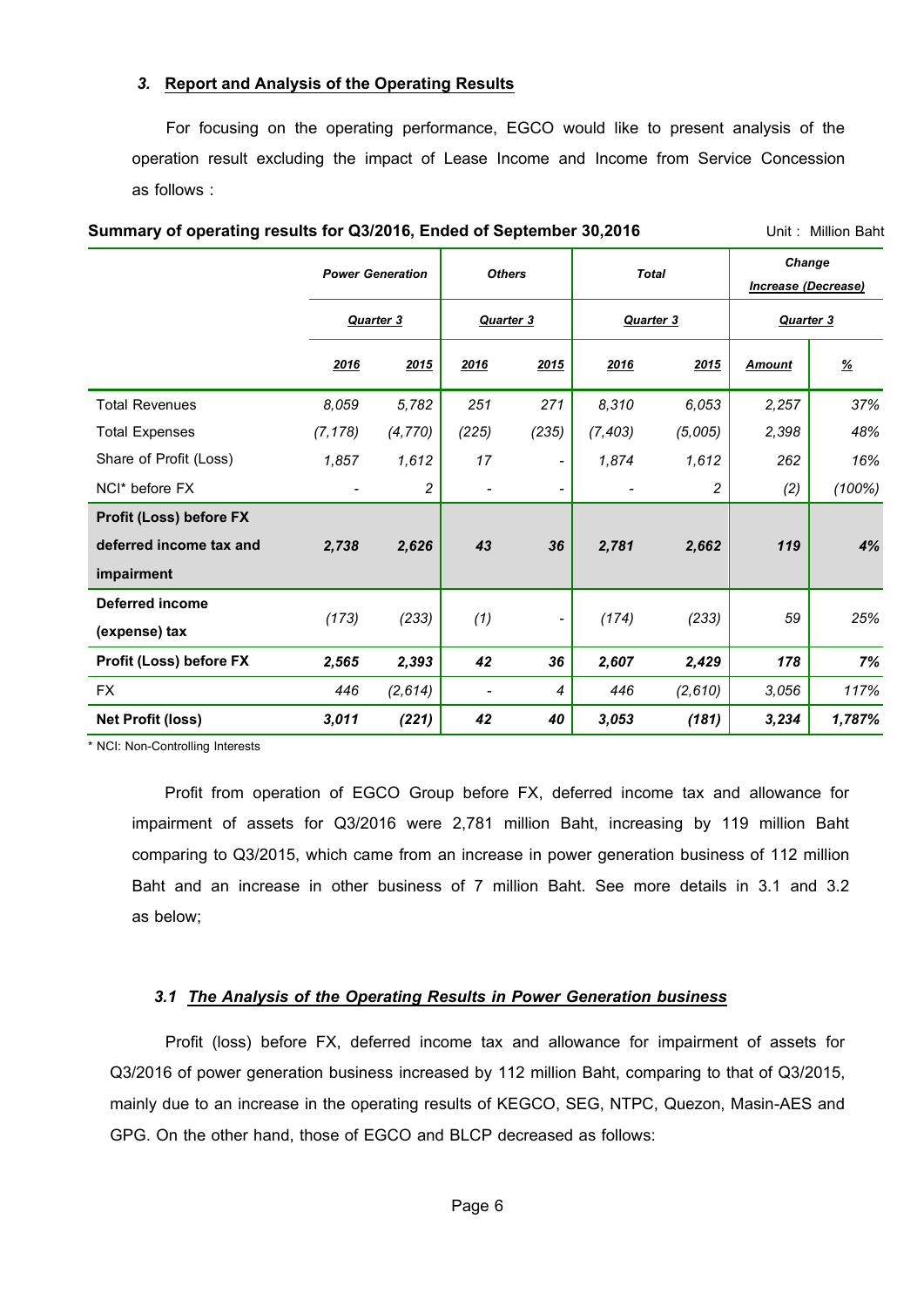### 3. Report and Analysis of the Operating Results

For focusing on the operating performance, EGCO would like to present analysis of the operation result excluding the impact of Lease Income and Income from Service Concession as follows :

**Summary of operating results for Q3/2016, Ended of September 30,2016** Unit : Million Baht

| | *Power Generation* | | *Others* | | *Total* | | *Change Increase (Decrease)* | |
|---|---|---|---|---|---|---|---|---|
| | *Quarter 3* | | *Quarter 3* | | *Quarter 3* | | *Quarter 3* | |
| | *2016* | *2015* | *2016* | *2015* | *2016* | *2015* | *Amount* | *%* |
| Total Revenues | 8,059 | 5,782 | 251 | 271 | 8,310 | 6,053 | 2,257 | 37% |
| Total Expenses | (7,178) | (4,770) | (225) | (235) | (7,403) | (5,005) | 2,398 | 48% |
| Share of Profit (Loss) | 1,857 | 1,612 | 17 | - | 1,874 | 1,612 | 262 | 16% |
| NCI* before FX | - | 2 | - | - | - | 2 | (2) | (100%) |
| **Profit (Loss) before FX deferred income tax and impairment** | **2,738** | **2,626** | **43** | **36** | **2,781** | **2,662** | **119** | **4%** |
| **Deferred income (expense) tax** | (173) | (233) | (1) | - | (174) | (233) | 59 | 25% |
| **Profit (Loss) before FX** | **2,565** | **2,393** | **42** | **36** | **2,607** | **2,429** | **178** | **7%** |
| FX | 446 | (2,614) | - | 4 | 446 | (2,610) | 3,056 | 117% |
| **Net Profit (loss)** | **3,011** | **(221)** | **42** | **40** | **3,053** | **(181)** | **3,234** | **1,787%** |

\* NCI: Non-Controlling Interests

Profit from operation of EGCO Group before FX, deferred income tax and allowance for impairment of assets for Q3/2016 were 2,781 million Baht, increasing by 119 million Baht comparing to Q3/2015, which came from an increase in power generation business of 112 million Baht and an increase in other business of 7 million Baht. See more details in 3.1 and 3.2 as below;

#### 3.1 The Analysis of the Operating Results in Power Generation business

Profit (loss) before FX, deferred income tax and allowance for impairment of assets for Q3/2016 of power generation business increased by 112 million Baht, comparing to that of Q3/2015, mainly due to an increase in the operating results of KEGCO, SEG, NTPC, Quezon, Masin-AES and GPG. On the other hand, those of EGCO and BLCP decreased as follows: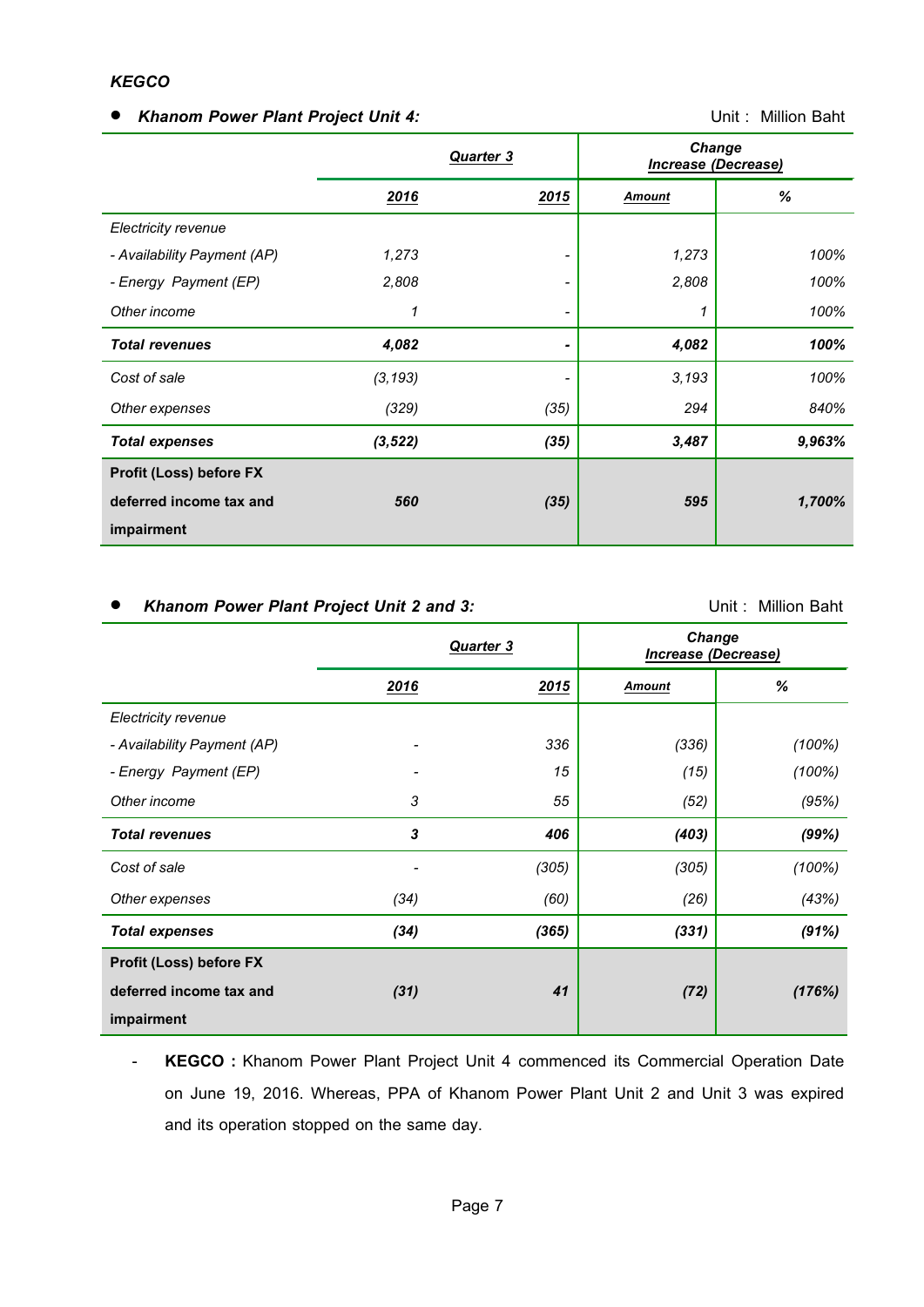***KEGCO***

- ***Khanom Power Plant Project Unit 4:*** Unit : Million Baht

| | ***Quarter 3*** | | ***Change Increase (Decrease)*** | |
|---|---|---|---|---|
| | ***2016*** | ***2015*** | ***Amount*** | ***%*** |
| *Electricity revenue* | | | | |
| *- Availability Payment (AP)* | *1,273* | *-* | *1,273* | *100%* |
| *- Energy Payment (EP)* | *2,808* | *-* | *2,808* | *100%* |
| *Other income* | *1* | *-* | *1* | *100%* |
| ***Total revenues*** | ***4,082*** | ***-*** | ***4,082*** | ***100%*** |
| *Cost of sale* | *(3,193)* | *-* | *3,193* | *100%* |
| *Other expenses* | *(329)* | *(35)* | *294* | *840%* |
| ***Total expenses*** | ***(3,522)*** | ***(35)*** | ***3,487*** | ***9,963%*** |
| **Profit (Loss) before FX deferred income tax and impairment** | ***560*** | ***(35)*** | ***595*** | ***1,700%*** |

- ***Khanom Power Plant Project Unit 2 and 3:*** Unit : Million Baht

| | ***Quarter 3*** | | ***Change Increase (Decrease)*** | |
|---|---|---|---|---|
| | ***2016*** | ***2015*** | ***Amount*** | ***%*** |
| *Electricity revenue* | | | | |
| *- Availability Payment (AP)* | *-* | *336* | *(336)* | *(100%)* |
| *- Energy Payment (EP)* | *-* | *15* | *(15)* | *(100%)* |
| *Other income* | *3* | *55* | *(52)* | *(95%)* |
| ***Total revenues*** | ***3*** | ***406*** | ***(403)*** | ***(99%)*** |
| *Cost of sale* | *-* | *(305)* | *(305)* | *(100%)* |
| *Other expenses* | *(34)* | *(60)* | *(26)* | *(43%)* |
| ***Total expenses*** | ***(34)*** | ***(365)*** | ***(331)*** | ***(91%)*** |
| **Profit (Loss) before FX deferred income tax and impairment** | ***(31)*** | ***41*** | ***(72)*** | ***(176%)*** |

- **KEGCO :** Khanom Power Plant Project Unit 4 commenced its Commercial Operation Date on June 19, 2016. Whereas, PPA of Khanom Power Plant Unit 2 and Unit 3 was expired and its operation stopped on the same day.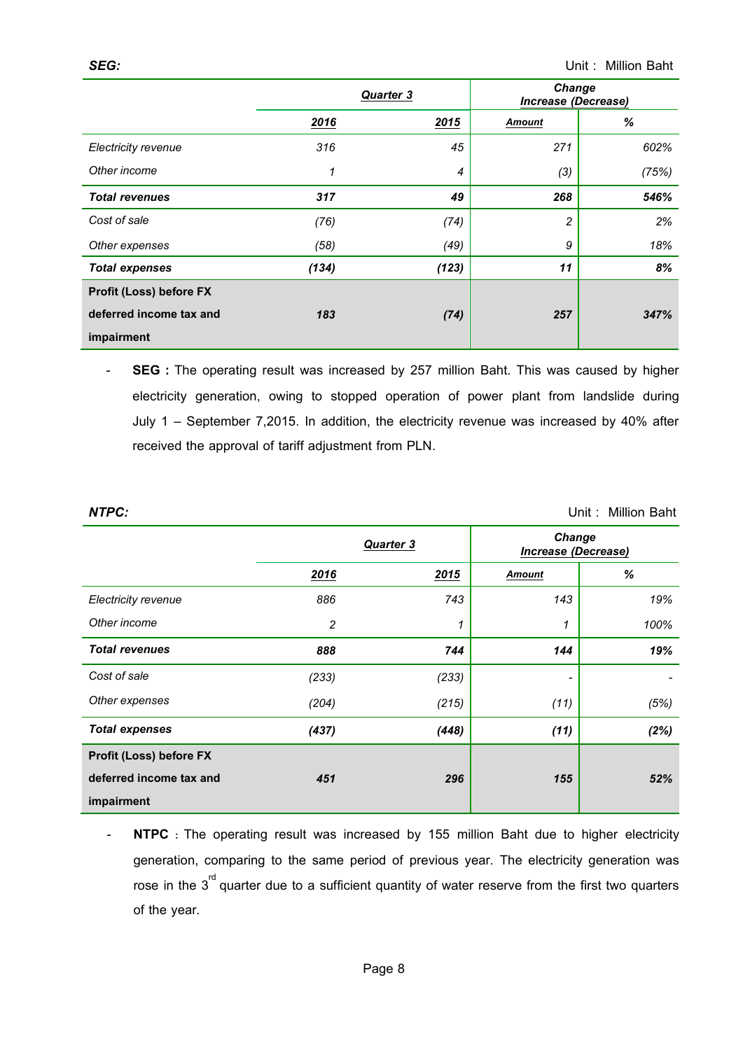***SEG:***

Unit : Million Baht

| | *Quarter 3* | | *Change Increase (Decrease)* | |
|---|---|---|---|---|
| | ***2016*** | ***2015*** | ***Amount*** | ***%*** |
| *Electricity revenue* | *316* | *45* | *271* | *602%* |
| *Other income* | *1* | *4* | *(3)* | *(75%)* |
| ***Total revenues*** | ***317*** | ***49*** | ***268*** | ***546%*** |
| *Cost of sale* | *(76)* | *(74)* | *2* | *2%* |
| *Other expenses* | *(58)* | *(49)* | *9* | *18%* |
| ***Total expenses*** | ***(134)*** | ***(123)*** | ***11*** | ***8%*** |
| **Profit (Loss) before FX deferred income tax and impairment** | ***183*** | ***(74)*** | ***257*** | ***347%*** |

- **SEG :** The operating result was increased by 257 million Baht. This was caused by higher electricity generation, owing to stopped operation of power plant from landslide during July 1 – September 7,2015. In addition, the electricity revenue was increased by 40% after received the approval of tariff adjustment from PLN.

***NTPC:***

Unit : Million Baht

| | *Quarter 3* | | *Change Increase (Decrease)* | |
|---|---|---|---|---|
| | ***2016*** | ***2015*** | ***Amount*** | ***%*** |
| *Electricity revenue* | *886* | *743* | *143* | *19%* |
| *Other income* | *2* | *1* | *1* | *100%* |
| ***Total revenues*** | ***888*** | ***744*** | ***144*** | ***19%*** |
| *Cost of sale* | *(233)* | *(233)* | *-* | *-* |
| *Other expenses* | *(204)* | *(215)* | *(11)* | *(5%)* |
| ***Total expenses*** | ***(437)*** | ***(448)*** | ***(11)*** | ***(2%)*** |
| **Profit (Loss) before FX deferred income tax and impairment** | ***451*** | ***296*** | ***155*** | ***52%*** |

- **NTPC** : The operating result was increased by 155 million Baht due to higher electricity generation, comparing to the same period of previous year. The electricity generation was rose in the 3rd quarter due to a sufficient quantity of water reserve from the first two quarters of the year.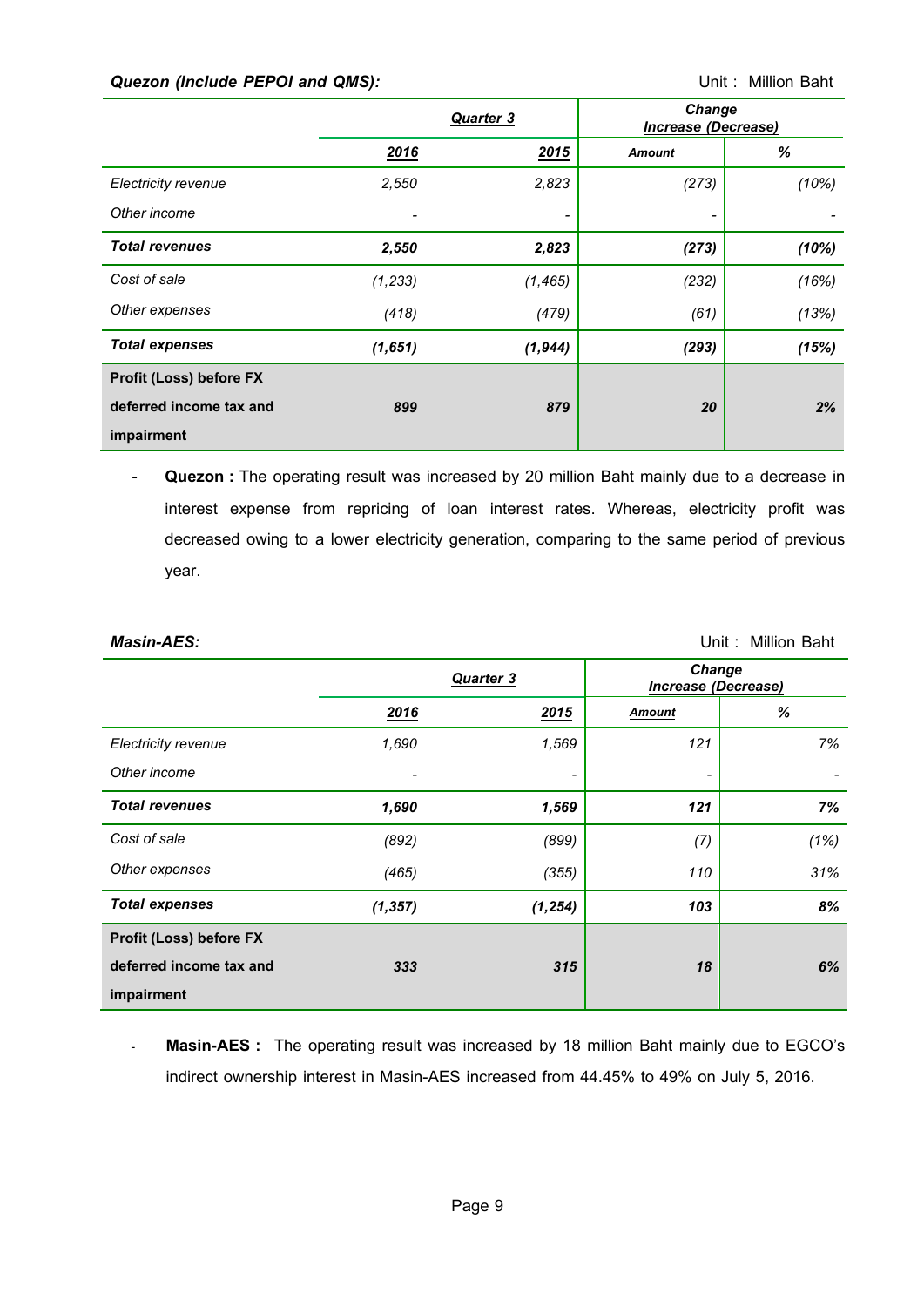***Quezon (Include PEPOI and QMS):*** Unit : Million Baht

| | *Quarter 3* | | *Change Increase (Decrease)* | |
|---|---|---|---|---|
| | ***2016*** | ***2015*** | ***Amount*** | ***%*** |
| *Electricity revenue* | *2,550* | *2,823* | *(273)* | *(10%)* |
| *Other income* | - | - | - | - |
| ***Total revenues*** | ***2,550*** | ***2,823*** | ***(273)*** | ***(10%)*** |
| *Cost of sale* | *(1,233)* | *(1,465)* | *(232)* | *(16%)* |
| *Other expenses* | *(418)* | *(479)* | *(61)* | *(13%)* |
| ***Total expenses*** | ***(1,651)*** | ***(1,944)*** | ***(293)*** | ***(15%)*** |
| **Profit (Loss) before FX deferred income tax and impairment** | ***899*** | ***879*** | ***20*** | ***2%*** |

- **Quezon :** The operating result was increased by 20 million Baht mainly due to a decrease in interest expense from repricing of loan interest rates. Whereas, electricity profit was decreased owing to a lower electricity generation, comparing to the same period of previous year.

***Masin-AES:*** Unit : Million Baht

| | *Quarter 3* | | *Change Increase (Decrease)* | |
|---|---|---|---|---|
| | ***2016*** | ***2015*** | ***Amount*** | ***%*** |
| *Electricity revenue* | *1,690* | *1,569* | *121* | *7%* |
| *Other income* | - | - | - | - |
| ***Total revenues*** | ***1,690*** | ***1,569*** | ***121*** | ***7%*** |
| *Cost of sale* | *(892)* | *(899)* | *(7)* | *(1%)* |
| *Other expenses* | *(465)* | *(355)* | *110* | *31%* |
| ***Total expenses*** | ***(1,357)*** | ***(1,254)*** | ***103*** | ***8%*** |
| **Profit (Loss) before FX deferred income tax and impairment** | ***333*** | ***315*** | ***18*** | ***6%*** |

- **Masin-AES :** The operating result was increased by 18 million Baht mainly due to EGCO's indirect ownership interest in Masin-AES increased from 44.45% to 49% on July 5, 2016.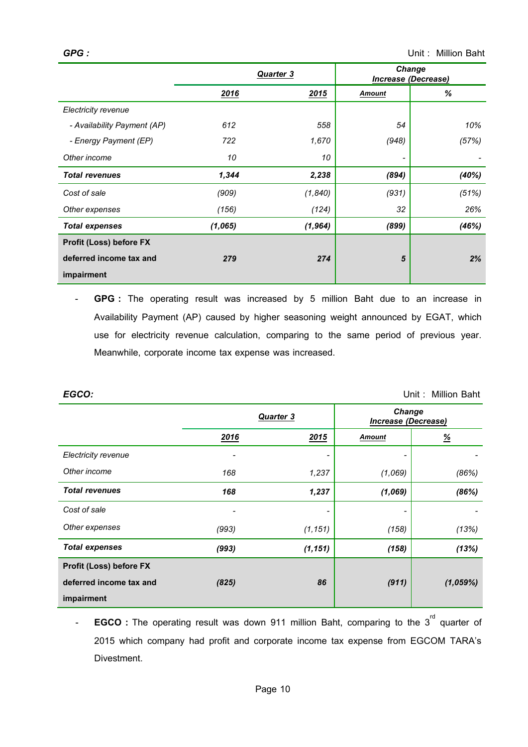***GPG :*** Unit : Million Baht

| | *Quarter 3* | | *Change Increase (Decrease)* | |
|---|---|---|---|---|
| | ***2016*** | ***2015*** | ***Amount*** | ***%*** |
| *Electricity revenue* | | | | |
| *- Availability Payment (AP)* | *612* | *558* | *54* | *10%* |
| *- Energy Payment (EP)* | *722* | *1,670* | *(948)* | *(57%)* |
| *Other income* | *10* | *10* | *-* | *-* |
| ***Total revenues*** | ***1,344*** | ***2,238*** | ***(894)*** | ***(40%)*** |
| *Cost of sale* | *(909)* | *(1,840)* | *(931)* | *(51%)* |
| *Other expenses* | *(156)* | *(124)* | *32* | *26%* |
| ***Total expenses*** | ***(1,065)*** | ***(1,964)*** | ***(899)*** | ***(46%)*** |
| **Profit (Loss) before FX deferred income tax and impairment** | ***279*** | ***274*** | ***5*** | ***2%*** |

- **GPG :** The operating result was increased by 5 million Baht due to an increase in Availability Payment (AP) caused by higher seasoning weight announced by EGAT, which use for electricity revenue calculation, comparing to the same period of previous year. Meanwhile, corporate income tax expense was increased.

***EGCO:*** Unit : Million Baht

| | *Quarter 3* | | *Change Increase (Decrease)* | |
|---|---|---|---|---|
| | ***2016*** | ***2015*** | ***Amount*** | ***%*** |
| *Electricity revenue* | *-* | *-* | *-* | *-* |
| *Other income* | *168* | *1,237* | *(1,069)* | *(86%)* |
| ***Total revenues*** | ***168*** | ***1,237*** | ***(1,069)*** | ***(86%)*** |
| *Cost of sale* | *-* | *-* | *-* | *-* |
| *Other expenses* | *(993)* | *(1,151)* | *(158)* | *(13%)* |
| ***Total expenses*** | ***(993)*** | ***(1,151)*** | ***(158)*** | ***(13%)*** |
| **Profit (Loss) before FX deferred income tax and impairment** | ***(825)*** | ***86*** | ***(911)*** | ***(1,059%)*** |

- **EGCO :** The operating result was down 911 million Baht, comparing to the 3rd quarter of 2015 which company had profit and corporate income tax expense from EGCOM TARA's Divestment.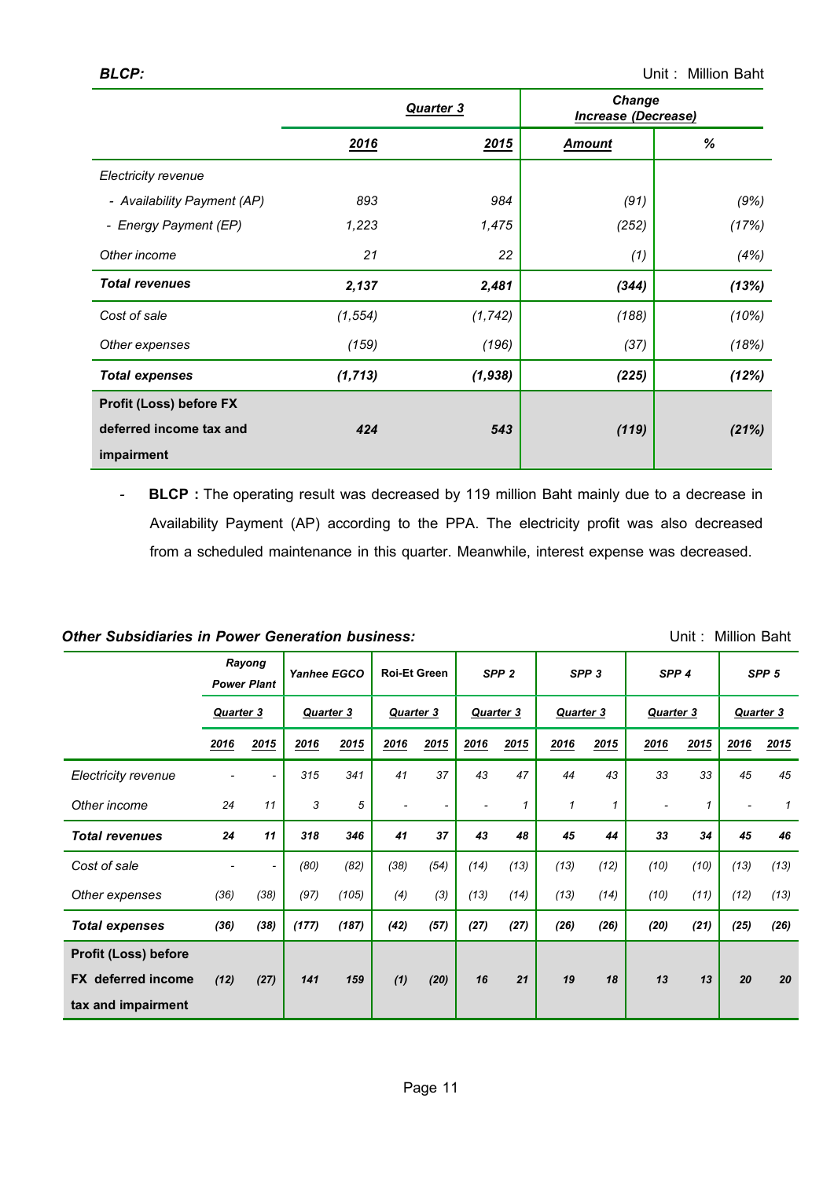***BLCP:***

Unit : Million Baht

| | *Quarter 3* | | *Change Increase (Decrease)* | |
|---|---|---|---|---|
| | ***2016*** | ***2015*** | ***Amount*** | ***%*** |
| *Electricity revenue* | | | | |
| *- Availability Payment (AP)* | *893* | *984* | *(91)* | *(9%)* |
| *- Energy Payment (EP)* | *1,223* | *1,475* | *(252)* | *(17%)* |
| *Other income* | *21* | *22* | *(1)* | *(4%)* |
| ***Total revenues*** | ***2,137*** | ***2,481*** | ***(344)*** | ***(13%)*** |
| *Cost of sale* | *(1,554)* | *(1,742)* | *(188)* | *(10%)* |
| *Other expenses* | *(159)* | *(196)* | *(37)* | *(18%)* |
| ***Total expenses*** | ***(1,713)*** | ***(1,938)*** | ***(225)*** | ***(12%)*** |
| **Profit (Loss) before FX deferred income tax and impairment** | ***424*** | ***543*** | ***(119)*** | ***(21%)*** |

- **BLCP :** The operating result was decreased by 119 million Baht mainly due to a decrease in Availability Payment (AP) according to the PPA. The electricity profit was also decreased from a scheduled maintenance in this quarter. Meanwhile, interest expense was decreased.

***Other Subsidiaries in Power Generation business:***

Unit : Million Baht

| | ***Rayong Power Plant*** | | ***Yanhee EGCO*** | | ***Roi-Et Green*** | | ***SPP 2*** | | ***SPP 3*** | | ***SPP 4*** | | ***SPP 5*** | |
|---|---|---|---|---|---|---|---|---|---|---|---|---|---|---|
| | ***Quarter 3*** | | ***Quarter 3*** | | ***Quarter 3*** | | ***Quarter 3*** | | ***Quarter 3*** | | ***Quarter 3*** | | ***Quarter 3*** | |
| | ***2016*** | ***2015*** | ***2016*** | ***2015*** | ***2016*** | ***2015*** | ***2016*** | ***2015*** | ***2016*** | ***2015*** | ***2016*** | ***2015*** | ***2016*** | ***2015*** |
| *Electricity revenue* | *-* | *-* | *315* | *341* | *41* | *37* | *43* | *47* | *44* | *43* | *33* | *33* | *45* | *45* |
| *Other income* | *24* | *11* | *3* | *5* | *-* | *-* | *-* | *1* | *1* | *1* | *-* | *1* | *-* | *1* |
| ***Total revenues*** | ***24*** | ***11*** | ***318*** | ***346*** | ***41*** | ***37*** | ***43*** | ***48*** | ***45*** | ***44*** | ***33*** | ***34*** | ***45*** | ***46*** |
| *Cost of sale* | *-* | *-* | *(80)* | *(82)* | *(38)* | *(54)* | *(14)* | *(13)* | *(13)* | *(12)* | *(10)* | *(10)* | *(13)* | *(13)* |
| *Other expenses* | *(36)* | *(38)* | *(97)* | *(105)* | *(4)* | *(3)* | *(13)* | *(14)* | *(13)* | *(14)* | *(10)* | *(11)* | *(12)* | *(13)* |
| ***Total expenses*** | ***(36)*** | ***(38)*** | ***(177)*** | ***(187)*** | ***(42)*** | ***(57)*** | ***(27)*** | ***(27)*** | ***(26)*** | ***(26)*** | ***(20)*** | ***(21)*** | ***(25)*** | ***(26)*** |
| **Profit (Loss) before FX deferred income tax and impairment** | ***(12)*** | ***(27)*** | ***141*** | ***159*** | ***(1)*** | ***(20)*** | ***16*** | ***21*** | ***19*** | ***18*** | ***13*** | ***13*** | ***20*** | ***20*** |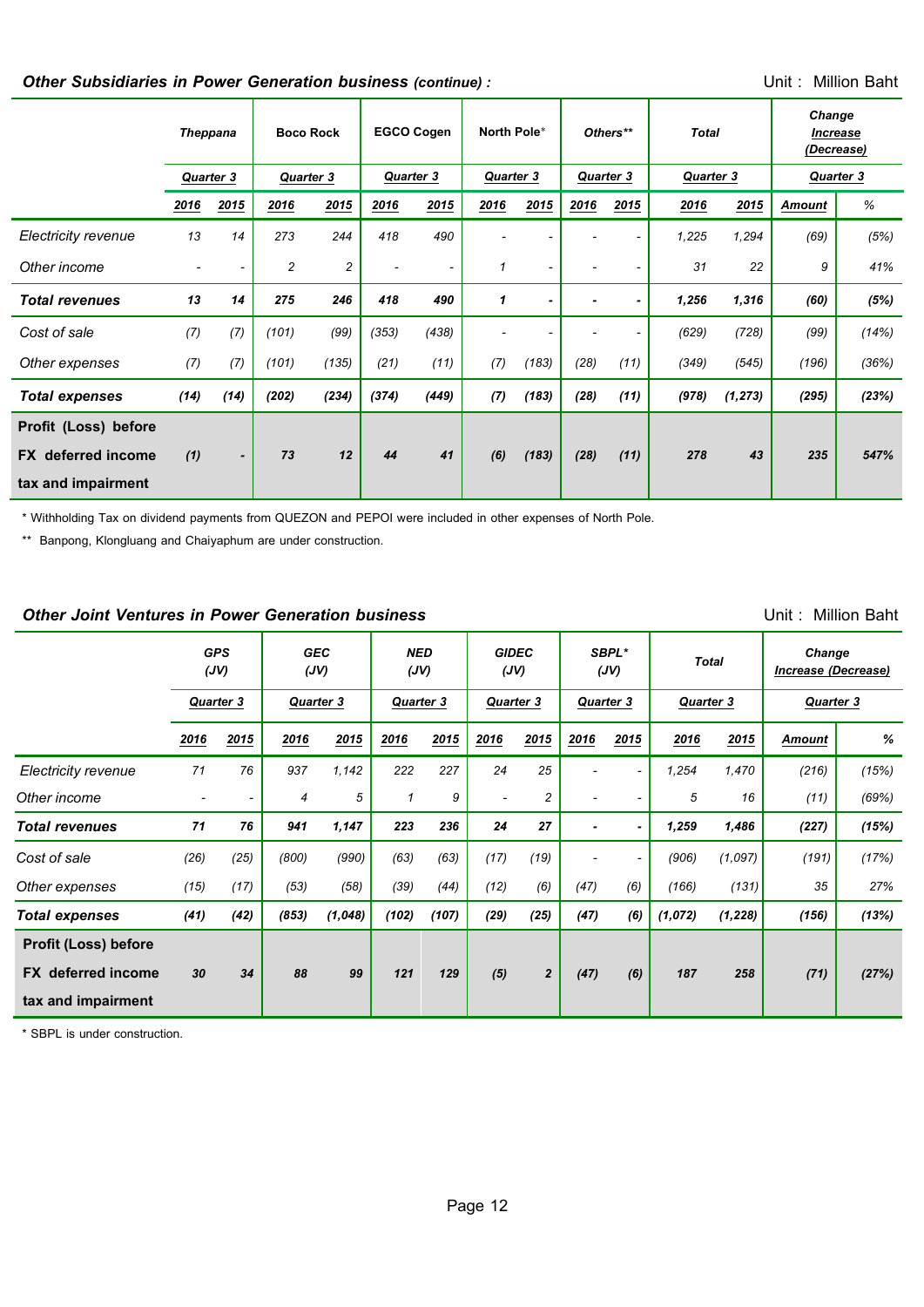### *Other Subsidiaries in Power Generation business (continue) :*

Unit : Million Baht

| | *Theppana* | | Boco Rock | | EGCO Cogen | | North Pole* | | *Others*** | | *Total* | | *Change Increase (Decrease)* | |
|---|---|---|---|---|---|---|---|---|---|---|---|---|---|---|
| | *Quarter 3* | | *Quarter 3* | | *Quarter 3* | | *Quarter 3* | | *Quarter 3* | | *Quarter 3* | | *Quarter 3* | |
| | *2016* | *2015* | *2016* | *2015* | *2016* | *2015* | *2016* | *2015* | *2016* | *2015* | *2016* | *2015* | *Amount* | *%* |
| *Electricity revenue* | 13 | 14 | 273 | 244 | 418 | 490 | - | - | - | - | 1,225 | 1,294 | (69) | (5%) |
| *Other income* | - | - | 2 | 2 | - | - | 1 | - | - | - | 31 | 22 | 9 | 41% |
| ***Total revenues*** | **13** | **14** | **275** | **246** | **418** | **490** | **1** | **-** | **-** | **-** | **1,256** | **1,316** | **(60)** | **(5%)** |
| *Cost of sale* | (7) | (7) | (101) | (99) | (353) | (438) | - | - | - | - | (629) | (728) | (99) | (14%) |
| *Other expenses* | (7) | (7) | (101) | (135) | (21) | (11) | (7) | (183) | (28) | (11) | (349) | (545) | (196) | (36%) |
| ***Total expenses*** | **(14)** | **(14)** | **(202)** | **(234)** | **(374)** | **(449)** | **(7)** | **(183)** | **(28)** | **(11)** | **(978)** | **(1,273)** | **(295)** | **(23%)** |
| **Profit (Loss) before FX deferred income tax and impairment** | **(1)** | **-** | **73** | **12** | **44** | **41** | **(6)** | **(183)** | **(28)** | **(11)** | **278** | **43** | **235** | **547%** |

\* Withholding Tax on dividend payments from QUEZON and PEPOI were included in other expenses of North Pole.

\*\* Banpong, Klongluang and Chaiyaphum are under construction.

### *Other Joint Ventures in Power Generation business*

Unit : Million Baht

| | *GPS (JV)* | | *GEC (JV)* | | *NED (JV)* | | *GIDEC (JV)* | | *SBPL* (JV)* | | *Total* | | *Change Increase (Decrease)* | |
|---|---|---|---|---|---|---|---|---|---|---|---|---|---|---|
| | *Quarter 3* | | *Quarter 3* | | *Quarter 3* | | *Quarter 3* | | *Quarter 3* | | *Quarter 3* | | *Quarter 3* | |
| | *2016* | *2015* | *2016* | *2015* | *2016* | *2015* | *2016* | *2015* | *2016* | *2015* | *2016* | *2015* | *Amount* | *%* |
| *Electricity revenue* | 71 | 76 | 937 | 1,142 | 222 | 227 | 24 | 25 | - | - | 1,254 | 1,470 | (216) | (15%) |
| *Other income* | - | - | 4 | 5 | 1 | 9 | - | 2 | - | - | 5 | 16 | (11) | (69%) |
| ***Total revenues*** | **71** | **76** | **941** | **1,147** | **223** | **236** | **24** | **27** | **-** | **-** | **1,259** | **1,486** | **(227)** | **(15%)** |
| *Cost of sale* | (26) | (25) | (800) | (990) | (63) | (63) | (17) | (19) | - | - | (906) | (1,097) | (191) | (17%) |
| *Other expenses* | (15) | (17) | (53) | (58) | (39) | (44) | (12) | (6) | (47) | (6) | (166) | (131) | 35 | 27% |
| ***Total expenses*** | **(41)** | **(42)** | **(853)** | **(1,048)** | **(102)** | **(107)** | **(29)** | **(25)** | **(47)** | **(6)** | **(1,072)** | **(1,228)** | **(156)** | **(13%)** |
| **Profit (Loss) before FX deferred income tax and impairment** | **30** | **34** | **88** | **99** | **121** | **129** | **(5)** | **2** | **(47)** | **(6)** | **187** | **258** | **(71)** | **(27%)** |

\* SBPL is under construction.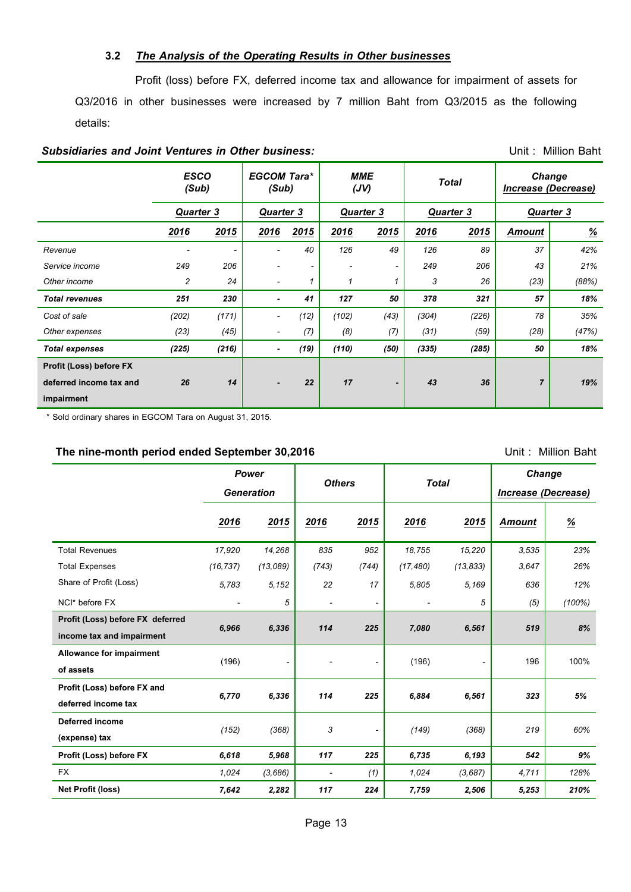### 3.2 *The Analysis of the Operating Results in Other businesses*

Profit (loss) before FX, deferred income tax and allowance for impairment of assets for Q3/2016 in other businesses were increased by 7 million Baht from Q3/2015 as the following details:

***Subsidiaries and Joint Ventures in Other business:*** Unit : Million Baht

| | ESCO (Sub) | | EGCOM Tara* (Sub) | | MME (JV) | | Total | | Change Increase (Decrease) | |
|---|---|---|---|---|---|---|---|---|---|---|
| | Quarter 3 | | Quarter 3 | | Quarter 3 | | Quarter 3 | | Quarter 3 | |
| | 2016 | 2015 | 2016 | 2015 | 2016 | 2015 | 2016 | 2015 | Amount | % |
| *Revenue* | - | - | - | 40 | 126 | 49 | 126 | 89 | 37 | 42% |
| *Service income* | 249 | 206 | - | - | - | - | 249 | 206 | 43 | 21% |
| *Other income* | 2 | 24 | - | 1 | 1 | 1 | 3 | 26 | (23) | (88%) |
| ***Total revenues*** | **251** | **230** | **-** | **41** | **127** | **50** | **378** | **321** | **57** | **18%** |
| *Cost of sale* | (202) | (171) | - | (12) | (102) | (43) | (304) | (226) | 78 | 35% |
| *Other expenses* | (23) | (45) | - | (7) | (8) | (7) | (31) | (59) | (28) | (47%) |
| ***Total expenses*** | **(225)** | **(216)** | **-** | **(19)** | **(110)** | **(50)** | **(335)** | **(285)** | **50** | **18%** |
| **Profit (Loss) before FX deferred income tax and impairment** | **26** | **14** | **-** | **22** | **17** | **-** | **43** | **36** | **7** | **19%** |

\* Sold ordinary shares in EGCOM Tara on August 31, 2015.

**The nine-month period ended September 30,2016** Unit : Million Baht

| | Power Generation | | Others | | Total | | Change Increase (Decrease) | |
|---|---|---|---|---|---|---|---|---|
| | 2016 | 2015 | 2016 | 2015 | 2016 | 2015 | Amount | % |
| Total Revenues | 17,920 | 14,268 | 835 | 952 | 18,755 | 15,220 | 3,535 | 23% |
| Total Expenses | (16,737) | (13,089) | (743) | (744) | (17,480) | (13,833) | 3,647 | 26% |
| Share of Profit (Loss) | 5,783 | 5,152 | 22 | 17 | 5,805 | 5,169 | 636 | 12% |
| NCI* before FX | - | 5 | - | - | - | 5 | (5) | (100%) |
| **Profit (Loss) before FX deferred income tax and impairment** | **6,966** | **6,336** | **114** | **225** | **7,080** | **6,561** | **519** | **8%** |
| **Allowance for impairment of assets** | (196) | - | - | - | (196) | - | 196 | 100% |
| **Profit (Loss) before FX and deferred income tax** | **6,770** | **6,336** | **114** | **225** | **6,884** | **6,561** | **323** | **5%** |
| **Deferred income (expense) tax** | (152) | (368) | 3 | - | (149) | (368) | 219 | 60% |
| **Profit (Loss) before FX** | **6,618** | **5,968** | **117** | **225** | **6,735** | **6,193** | **542** | **9%** |
| FX | 1,024 | (3,686) | - | (1) | 1,024 | (3,687) | 4,711 | 128% |
| **Net Profit (loss)** | **7,642** | **2,282** | **117** | **224** | **7,759** | **2,506** | **5,253** | **210%** |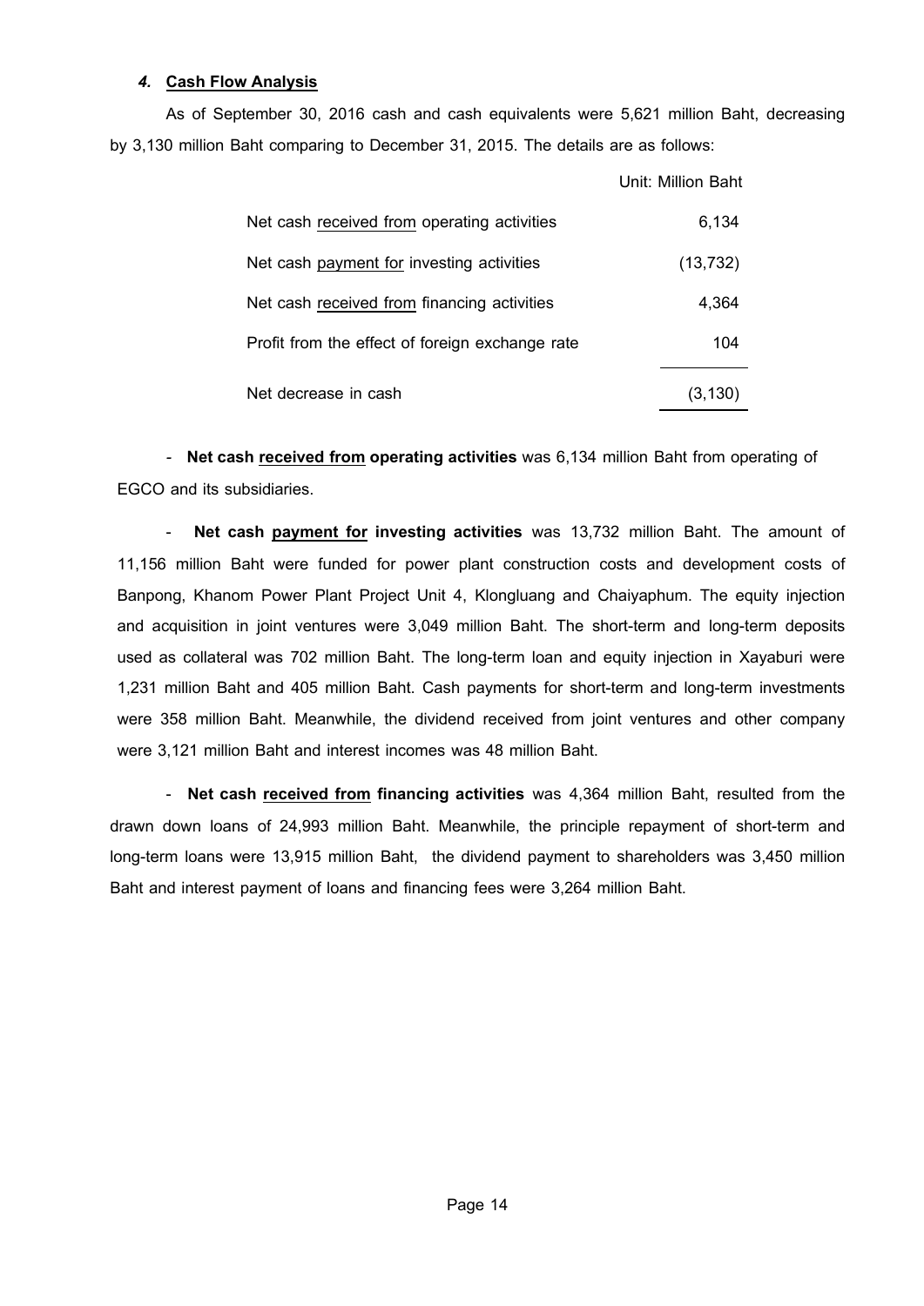### *4.* **Cash Flow Analysis**

As of September 30, 2016 cash and cash equivalents were 5,621 million Baht, decreasing by 3,130 million Baht comparing to December 31, 2015. The details are as follows:

| | Unit: Million Baht |
|---|---|
| Net cash received from operating activities | 6,134 |
| Net cash payment for investing activities | (13,732) |
| Net cash received from financing activities | 4,364 |
| Profit from the effect of foreign exchange rate | 104 |
| Net decrease in cash | (3,130) |

- **Net cash received from operating activities** was 6,134 million Baht from operating of EGCO and its subsidiaries.

- **Net cash payment for investing activities** was 13,732 million Baht. The amount of 11,156 million Baht were funded for power plant construction costs and development costs of Banpong, Khanom Power Plant Project Unit 4, Klongluang and Chaiyaphum. The equity injection and acquisition in joint ventures were 3,049 million Baht. The short-term and long-term deposits used as collateral was 702 million Baht. The long-term loan and equity injection in Xayaburi were 1,231 million Baht and 405 million Baht. Cash payments for short-term and long-term investments were 358 million Baht. Meanwhile, the dividend received from joint ventures and other company were 3,121 million Baht and interest incomes was 48 million Baht.

- **Net cash received from financing activities** was 4,364 million Baht, resulted from the drawn down loans of 24,993 million Baht. Meanwhile, the principle repayment of short-term and long-term loans were 13,915 million Baht, the dividend payment to shareholders was 3,450 million Baht and interest payment of loans and financing fees were 3,264 million Baht.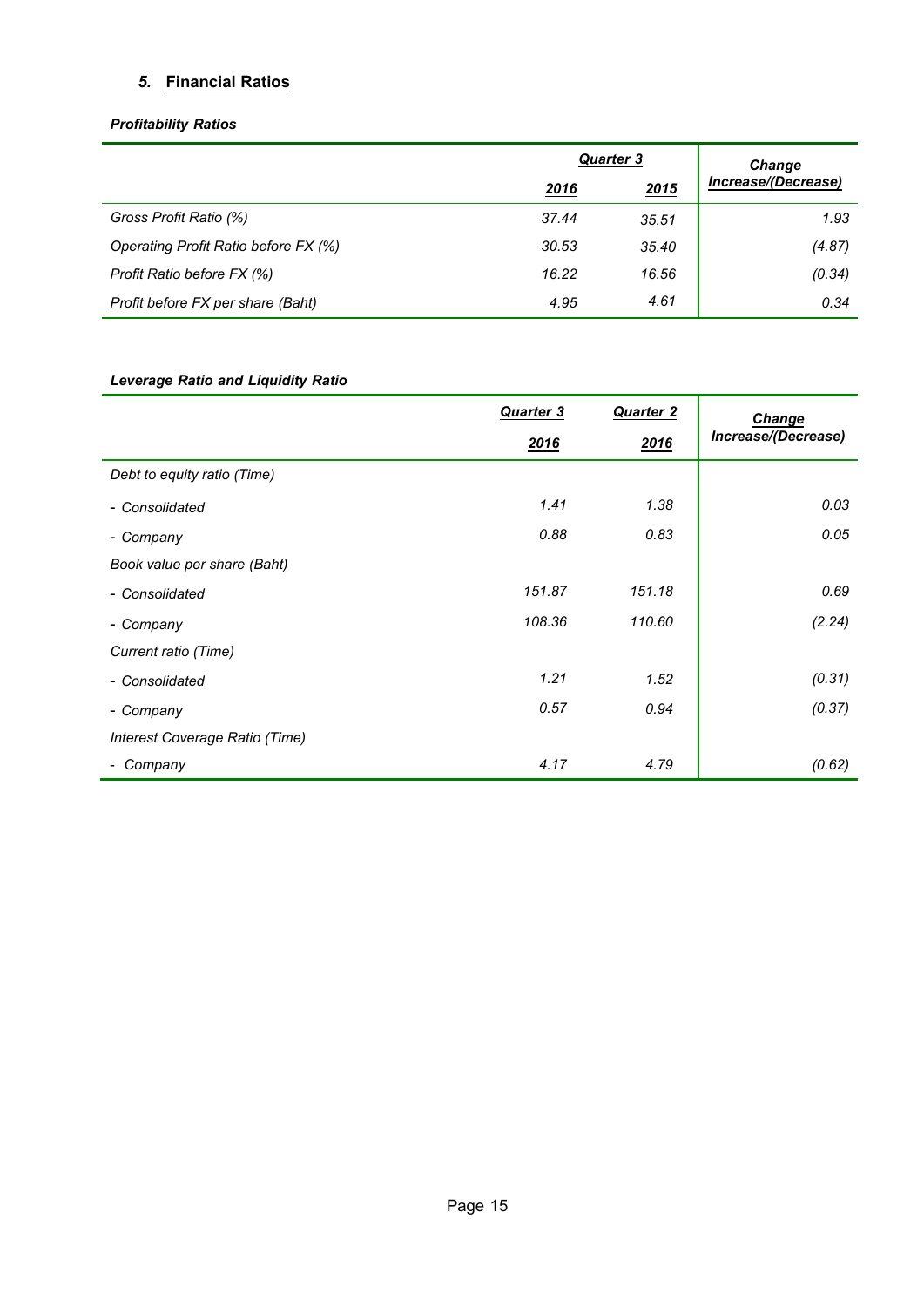## *5.* Financial Ratios

***Profitability Ratios***

| | *Quarter 3* | | *Change* |
|---|---|---|---|
| | ***2016*** | ***2015*** | ***Increase/(Decrease)*** |
| *Gross Profit Ratio (%)* | *37.44* | *35.51* | *1.93* |
| *Operating Profit Ratio before FX (%)* | *30.53* | *35.40* | *(4.87)* |
| *Profit Ratio before FX (%)* | *16.22* | *16.56* | *(0.34)* |
| *Profit before FX per share (Baht)* | *4.95* | *4.61* | *0.34* |

***Leverage Ratio and Liquidity Ratio***

| | *Quarter 3* | *Quarter 2* | *Change* |
|---|---|---|---|
| | ***2016*** | ***2016*** | ***Increase/(Decrease)*** |
| *Debt to equity ratio (Time)* | | | |
| *- Consolidated* | *1.41* | *1.38* | *0.03* |
| *- Company* | *0.88* | *0.83* | *0.05* |
| *Book value per share (Baht)* | | | |
| *- Consolidated* | *151.87* | *151.18* | *0.69* |
| *- Company* | *108.36* | *110.60* | *(2.24)* |
| *Current ratio (Time)* | | | |
| *- Consolidated* | *1.21* | *1.52* | *(0.31)* |
| *- Company* | *0.57* | *0.94* | *(0.37)* |
| *Interest Coverage Ratio (Time)* | | | |
| *- Company* | *4.17* | *4.79* | *(0.62)* |